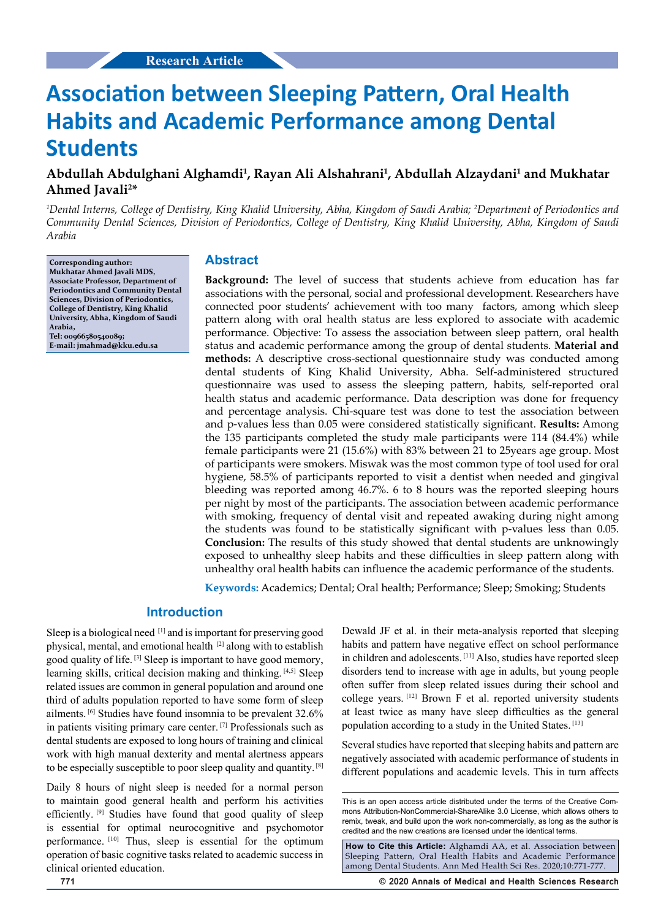Research Article

# Association between Sleeping Pattern, Oral Health Habits and Academic Performance among Dental Students

**Abdullah Abdulghani Alghamdi[1], Rayan Ali Alshahrani[1], Abdullah Alzaydani[1] and Mukhatar Ahmed Javali[2]***

*[1]Dental Interns, College of Dentistry, King Khalid University, Abha, Kingdom of Saudi Arabia; [2]Department of Periodontics and Community Dental Sciences, Division of Periodontics, College of Dentistry, King Khalid University, Abha, Kingdom of Saudi Arabia*

**Corresponding author: Mukhatar Ahmed Javali MDS, Associate Professor, Department of Periodontics and Community Dental Sciences, Division of Periodontics, College of Dentistry, King Khalid University, Abha, Kingdom of Saudi Arabia, Tel: 00966580540089; E-mail: jmahmad@kku.edu.sa**

## Abstract

**Background:** The level of success that students achieve from education has far associations with the personal, social and professional development. Researchers have connected poor students' achievement with too many factors, among which sleep pattern along with oral health status are less explored to associate with academic performance. Objective: To assess the association between sleep pattern, oral health status and academic performance among the group of dental students. **Material and methods:** A descriptive cross-sectional questionnaire study was conducted among dental students of King Khalid University, Abha. Self-administered structured questionnaire was used to assess the sleeping pattern, habits, self-reported oral health status and academic performance. Data description was done for frequency and percentage analysis. Chi-square test was done to test the association between and p-values less than 0.05 were considered statistically significant. **Results:** Among the 135 participants completed the study male participants were 114 (84.4%) while female participants were 21 (15.6%) with 83% between 21 to 25years age group. Most of participants were smokers. Miswak was the most common type of tool used for oral hygiene, 58.5% of participants reported to visit a dentist when needed and gingival bleeding was reported among 46.7%. 6 to 8 hours was the reported sleeping hours per night by most of the participants. The association between academic performance with smoking, frequency of dental visit and repeated awaking during night among the students was found to be statistically significant with p-values less than 0.05. **Conclusion:** The results of this study showed that dental students are unknowingly exposed to unhealthy sleep habits and these difficulties in sleep pattern along with unhealthy oral health habits can influence the academic performance of the students.

**Keywords:** Academics; Dental; Oral health; Performance; Sleep; Smoking; Students

## Introduction

Sleep is a biological need [1] and is important for preserving good physical, mental, and emotional health [2] along with to establish good quality of life. [3] Sleep is important to have good memory, learning skills, critical decision making and thinking. [4,5] Sleep related issues are common in general population and around one third of adults population reported to have some form of sleep ailments. [6] Studies have found insomnia to be prevalent 32.6% in patients visiting primary care center. [7] Professionals such as dental students are exposed to long hours of training and clinical work with high manual dexterity and mental alertness appears to be especially susceptible to poor sleep quality and quantity. [8]

Daily 8 hours of night sleep is needed for a normal person to maintain good general health and perform his activities efficiently. [9] Studies have found that good quality of sleep is essential for optimal neurocognitive and psychomotor performance. [10] Thus, sleep is essential for the optimum operation of basic cognitive tasks related to academic success in clinical oriented education.

Dewald JF et al. in their meta-analysis reported that sleeping habits and pattern have negative effect on school performance in children and adolescents. [11] Also, studies have reported sleep disorders tend to increase with age in adults, but young people often suffer from sleep related issues during their school and college years. [12] Brown F et al. reported university students at least twice as many have sleep difficulties as the general population according to a study in the United States. [13]

Several studies have reported that sleeping habits and pattern are negatively associated with academic performance of students in different populations and academic levels. This in turn affects

This is an open access article distributed under the terms of the Creative Commons Attribution-NonCommercial-ShareAlike 3.0 License, which allows others to remix, tweak, and build upon the work non-commercially, as long as the author is credited and the new creations are licensed under the identical terms.

**How to Cite this Article:** Alghamdi AA, et al. Association between Sleeping Pattern, Oral Health Habits and Academic Performance among Dental Students. Ann Med Health Sci Res. 2020;10:771-777.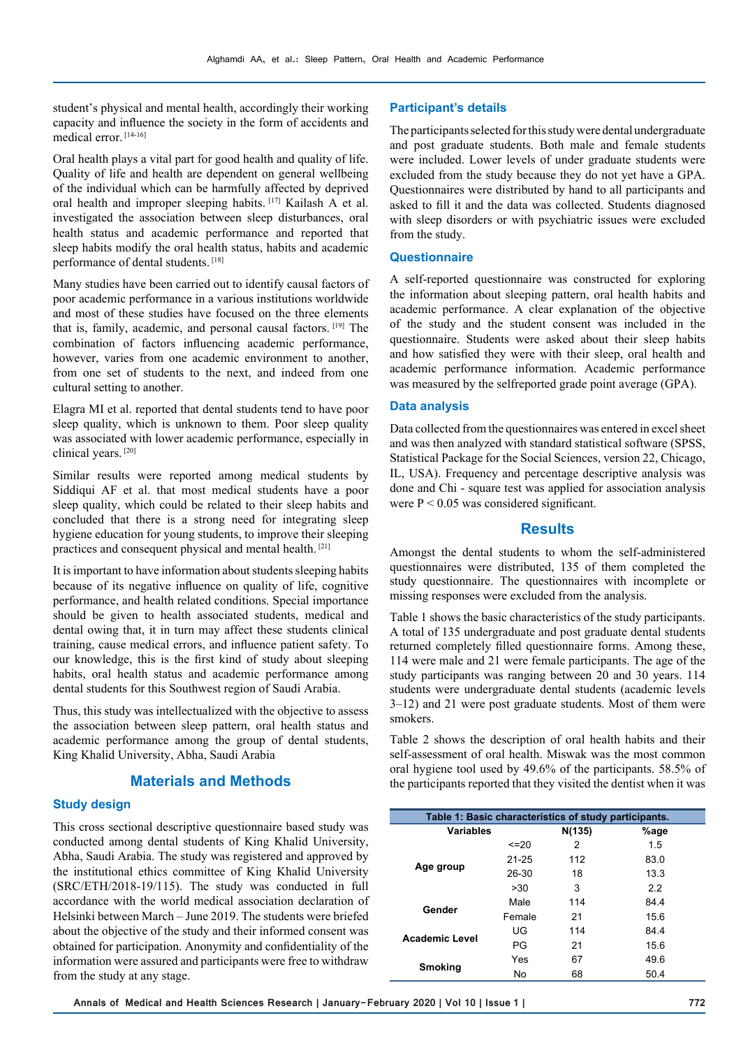student's physical and mental health, accordingly their working capacity and influence the society in the form of accidents and medical error. [14-16]

Oral health plays a vital part for good health and quality of life. Quality of life and health are dependent on general wellbeing of the individual which can be harmfully affected by deprived oral health and improper sleeping habits. [17] Kailash A et al. investigated the association between sleep disturbances, oral health status and academic performance and reported that sleep habits modify the oral health status, habits and academic performance of dental students. [18]

Many studies have been carried out to identify causal factors of poor academic performance in a various institutions worldwide and most of these studies have focused on the three elements that is, family, academic, and personal causal factors. [19] The combination of factors influencing academic performance, however, varies from one academic environment to another, from one set of students to the next, and indeed from one cultural setting to another.

Elagra MI et al. reported that dental students tend to have poor sleep quality, which is unknown to them. Poor sleep quality was associated with lower academic performance, especially in clinical years. [20]

Similar results were reported among medical students by Siddiqui AF et al. that most medical students have a poor sleep quality, which could be related to their sleep habits and concluded that there is a strong need for integrating sleep hygiene education for young students, to improve their sleeping practices and consequent physical and mental health. [21]

It is important to have information about students sleeping habits because of its negative influence on quality of life, cognitive performance, and health related conditions. Special importance should be given to health associated students, medical and dental owing that, it in turn may affect these students clinical training, cause medical errors, and influence patient safety. To our knowledge, this is the first kind of study about sleeping habits, oral health status and academic performance among dental students for this Southwest region of Saudi Arabia.

Thus, this study was intellectualized with the objective to assess the association between sleep pattern, oral health status and academic performance among the group of dental students, King Khalid University, Abha, Saudi Arabia

## Materials and Methods

### Study design

This cross sectional descriptive questionnaire based study was conducted among dental students of King Khalid University, Abha, Saudi Arabia. The study was registered and approved by the institutional ethics committee of King Khalid University (SRC/ETH/2018-19/115). The study was conducted in full accordance with the world medical association declaration of Helsinki between March – June 2019. The students were briefed about the objective of the study and their informed consent was obtained for participation. Anonymity and confidentiality of the information were assured and participants were free to withdraw from the study at any stage.

### Participant's details

The participants selected for this study were dental undergraduate and post graduate students. Both male and female students were included. Lower levels of under graduate students were excluded from the study because they do not yet have a GPA. Questionnaires were distributed by hand to all participants and asked to fill it and the data was collected. Students diagnosed with sleep disorders or with psychiatric issues were excluded from the study.

### Questionnaire

A self-reported questionnaire was constructed for exploring the information about sleeping pattern, oral health habits and academic performance. A clear explanation of the objective of the study and the student consent was included in the questionnaire. Students were asked about their sleep habits and how satisfied they were with their sleep, oral health and academic performance information. Academic performance was measured by the selfreported grade point average (GPA).

### Data analysis

Data collected from the questionnaires was entered in excel sheet and was then analyzed with standard statistical software (SPSS, Statistical Package for the Social Sciences, version 22, Chicago, IL, USA). Frequency and percentage descriptive analysis was done and Chi - square test was applied for association analysis were $P < 0.05$ was considered significant.

## Results

Amongst the dental students to whom the self-administered questionnaires were distributed, 135 of them completed the study questionnaire. The questionnaires with incomplete or missing responses were excluded from the analysis.

Table 1 shows the basic characteristics of the study participants. A total of 135 undergraduate and post graduate dental students returned completely filled questionnaire forms. Among these, 114 were male and 21 were female participants. The age of the study participants was ranging between 20 and 30 years. 114 students were undergraduate dental students (academic levels 3–12) and 21 were post graduate students. Most of them were smokers.

Table 2 shows the description of oral health habits and their self-assessment of oral health. Miswak was the most common oral hygiene tool used by 49.6% of the participants. 58.5% of the participants reported that they visited the dentist when it was

**Table 1: Basic characteristics of study participants.**

| Variables | | N(135) | %age |
|---|---|---|---|
| Age group | <=20 | 2 | 1.5 |
| | 21-25 | 112 | 83.0 |
| | 26-30 | 18 | 13.3 |
| | >30 | 3 | 2.2 |
| Gender | Male | 114 | 84.4 |
| | Female | 21 | 15.6 |
| Academic Level | UG | 114 | 84.4 |
| | PG | 21 | 15.6 |
| Smoking | Yes | 67 | 49.6 |
| | No | 68 | 50.4 |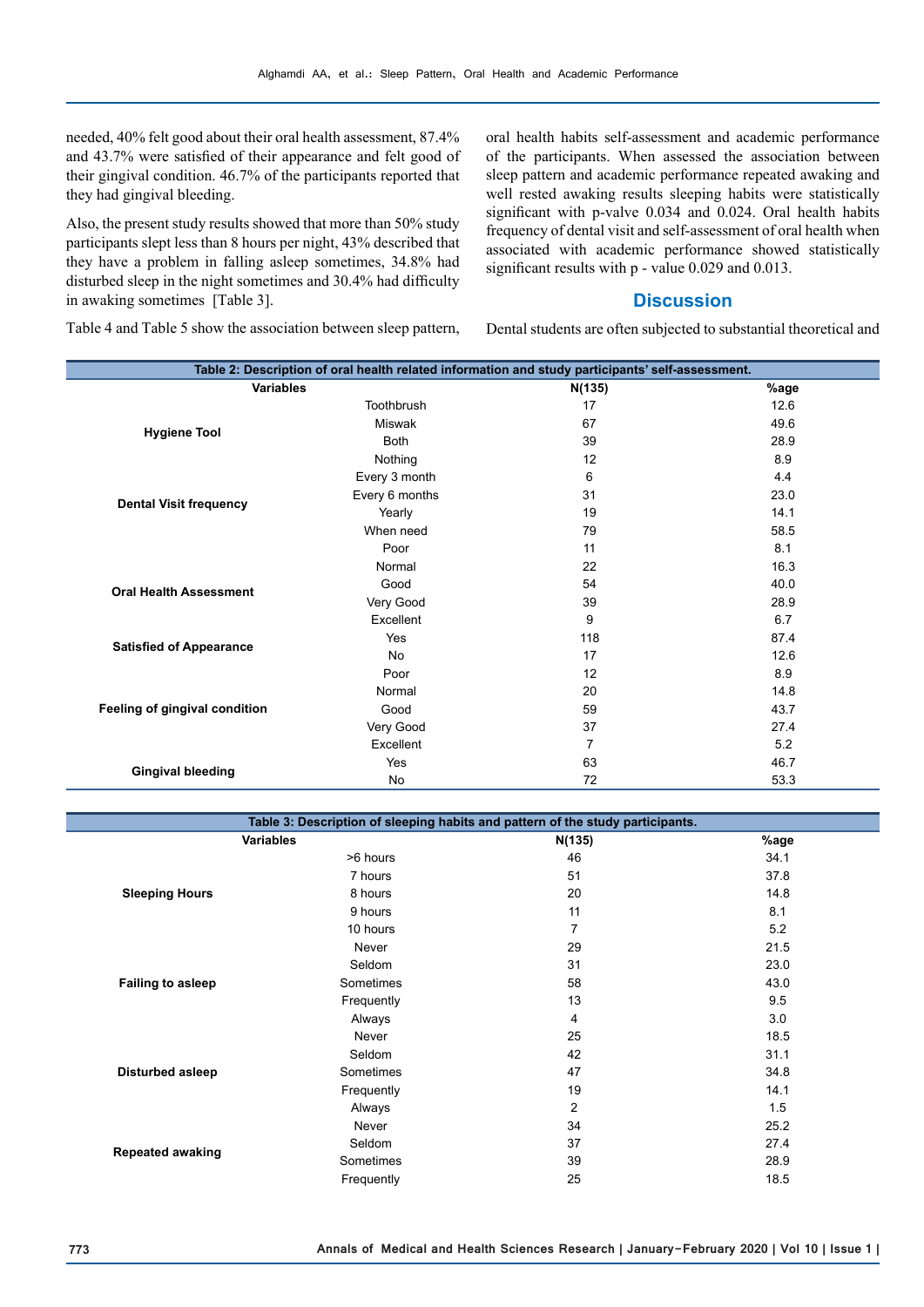needed, 40% felt good about their oral health assessment, 87.4% and 43.7% were satisfied of their appearance and felt good of their gingival condition. 46.7% of the participants reported that they had gingival bleeding.

Also, the present study results showed that more than 50% study participants slept less than 8 hours per night, 43% described that they have a problem in falling asleep sometimes, 34.8% had disturbed sleep in the night sometimes and 30.4% had difficulty in awaking sometimes [Table 3].

Table 4 and Table 5 show the association between sleep pattern, oral health habits self-assessment and academic performance of the participants. When assessed the association between sleep pattern and academic performance repeated awaking and well rested awaking results sleeping habits were statistically significant with p-valve 0.034 and 0.024. Oral health habits frequency of dental visit and self-assessment of oral health when associated with academic performance showed statistically significant results with p - value 0.029 and 0.013.

## Discussion

Dental students are often subjected to substantial theoretical and

**Table 2: Description of oral health related information and study participants' self-assessment.**

| Variables | | N(135) | %age |
|---|---|---|---|
| Hygiene Tool | Toothbrush | 17 | 12.6 |
| | Miswak | 67 | 49.6 |
| | Both | 39 | 28.9 |
| | Nothing | 12 | 8.9 |
| Dental Visit frequency | Every 3 month | 6 | 4.4 |
| | Every 6 months | 31 | 23.0 |
| | Yearly | 19 | 14.1 |
| | When need | 79 | 58.5 |
| Oral Health Assessment | Poor | 11 | 8.1 |
| | Normal | 22 | 16.3 |
| | Good | 54 | 40.0 |
| | Very Good | 39 | 28.9 |
| | Excellent | 9 | 6.7 |
| Satisfied of Appearance | Yes | 118 | 87.4 |
| | No | 17 | 12.6 |
| Feeling of gingival condition | Poor | 12 | 8.9 |
| | Normal | 20 | 14.8 |
| | Good | 59 | 43.7 |
| | Very Good | 37 | 27.4 |
| | Excellent | 7 | 5.2 |
| Gingival bleeding | Yes | 63 | 46.7 |
| | No | 72 | 53.3 |

**Table 3: Description of sleeping habits and pattern of the study participants.**

| Variables | | N(135) | %age |
|---|---|---|---|
| Sleeping Hours | >6 hours | 46 | 34.1 |
| | 7 hours | 51 | 37.8 |
| | 8 hours | 20 | 14.8 |
| | 9 hours | 11 | 8.1 |
| | 10 hours | 7 | 5.2 |
| Failing to asleep | Never | 29 | 21.5 |
| | Seldom | 31 | 23.0 |
| | Sometimes | 58 | 43.0 |
| | Frequently | 13 | 9.5 |
| | Always | 4 | 3.0 |
| Disturbed asleep | Never | 25 | 18.5 |
| | Seldom | 42 | 31.1 |
| | Sometimes | 47 | 34.8 |
| | Frequently | 19 | 14.1 |
| | Always | 2 | 1.5 |
| Repeated awaking | Never | 34 | 25.2 |
| | Seldom | 37 | 27.4 |
| | Sometimes | 39 | 28.9 |
| | Frequently | 25 | 18.5 |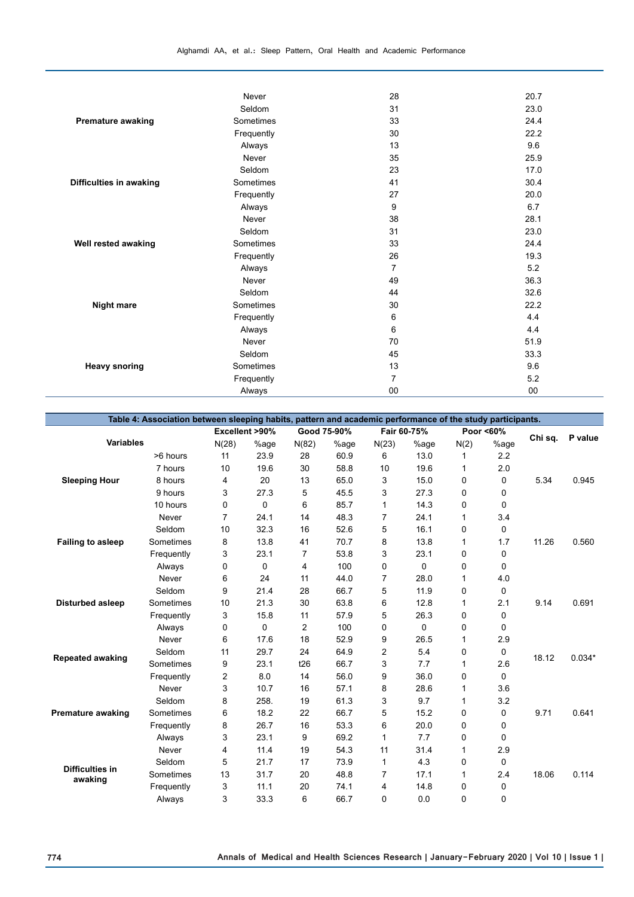| | | | |
|---|---|---|---|
| Premature awaking | Never | 28 | 20.7 |
| | Seldom | 31 | 23.0 |
| | Sometimes | 33 | 24.4 |
| | Frequently | 30 | 22.2 |
| | Always | 13 | 9.6 |
| Difficulties in awaking | Never | 35 | 25.9 |
| | Seldom | 23 | 17.0 |
| | Sometimes | 41 | 30.4 |
| | Frequently | 27 | 20.0 |
| | Always | 9 | 6.7 |
| Well rested awaking | Never | 38 | 28.1 |
| | Seldom | 31 | 23.0 |
| | Sometimes | 33 | 24.4 |
| | Frequently | 26 | 19.3 |
| | Always | 7 | 5.2 |
| Night mare | Never | 49 | 36.3 |
| | Seldom | 44 | 32.6 |
| | Sometimes | 30 | 22.2 |
| | Frequently | 6 | 4.4 |
| | Always | 6 | 4.4 |
| Heavy snoring | Never | 70 | 51.9 |
| | Seldom | 45 | 33.3 |
| | Sometimes | 13 | 9.6 |
| | Frequently | 7 | 5.2 |
| | Always | 00 | 00 |

**Table 4: Association between sleeping habits, pattern and academic performance of the study participants.**

| Variables | | Excellent >90% | | Good 75-90% | | Fair 60-75% | | Poor <60% | | Chi sq. | P value |
|---|---|---|---|---|---|---|---|---|---|---|---|
| | | N(28) | %age | N(82) | %age | N(23) | %age | N(2) | %age | | |
| Sleeping Hour | >6 hours | 11 | 23.9 | 28 | 60.9 | 6 | 13.0 | 1 | 2.2 | 5.34 | 0.945 |
| | 7 hours | 10 | 19.6 | 30 | 58.8 | 10 | 19.6 | 1 | 2.0 | | |
| | 8 hours | 4 | 20 | 13 | 65.0 | 3 | 15.0 | 0 | 0 | | |
| | 9 hours | 3 | 27.3 | 5 | 45.5 | 3 | 27.3 | 0 | 0 | | |
| | 10 hours | 0 | 0 | 6 | 85.7 | 1 | 14.3 | 0 | 0 | | |
| Failing to asleep | Never | 7 | 24.1 | 14 | 48.3 | 7 | 24.1 | 1 | 3.4 | 11.26 | 0.560 |
| | Seldom | 10 | 32.3 | 16 | 52.6 | 5 | 16.1 | 0 | 0 | | |
| | Sometimes | 8 | 13.8 | 41 | 70.7 | 8 | 13.8 | 1 | 1.7 | | |
| | Frequently | 3 | 23.1 | 7 | 53.8 | 3 | 23.1 | 0 | 0 | | |
| | Always | 0 | 0 | 4 | 100 | 0 | 0 | 0 | 0 | | |
| Disturbed asleep | Never | 6 | 24 | 11 | 44.0 | 7 | 28.0 | 1 | 4.0 | 9.14 | 0.691 |
| | Seldom | 9 | 21.4 | 28 | 66.7 | 5 | 11.9 | 0 | 0 | | |
| | Sometimes | 10 | 21.3 | 30 | 63.8 | 6 | 12.8 | 1 | 2.1 | | |
| | Frequently | 3 | 15.8 | 11 | 57.9 | 5 | 26.3 | 0 | 0 | | |
| | Always | 0 | 0 | 2 | 100 | 0 | 0 | 0 | 0 | | |
| Repeated awaking | Never | 6 | 17.6 | 18 | 52.9 | 9 | 26.5 | 1 | 2.9 | 18.12 | 0.034* |
| | Seldom | 11 | 29.7 | 24 | 64.9 | 2 | 5.4 | 0 | 0 | | |
| | Sometimes | 9 | 23.1 | t26 | 66.7 | 3 | 7.7 | 1 | 2.6 | | |
| | Frequently | 2 | 8.0 | 14 | 56.0 | 9 | 36.0 | 0 | 0 | | |
| Premature awaking | Never | 3 | 10.7 | 16 | 57.1 | 8 | 28.6 | 1 | 3.6 | 9.71 | 0.641 |
| | Seldom | 8 | 258. | 19 | 61.3 | 3 | 9.7 | 1 | 3.2 | | |
| | Sometimes | 6 | 18.2 | 22 | 66.7 | 5 | 15.2 | 0 | 0 | | |
| | Frequently | 8 | 26.7 | 16 | 53.3 | 6 | 20.0 | 0 | 0 | | |
| | Always | 3 | 23.1 | 9 | 69.2 | 1 | 7.7 | 0 | 0 | | |
| Difficulties in awaking | Never | 4 | 11.4 | 19 | 54.3 | 11 | 31.4 | 1 | 2.9 | 18.06 | 0.114 |
| | Seldom | 5 | 21.7 | 17 | 73.9 | 1 | 4.3 | 0 | 0 | | |
| | Sometimes | 13 | 31.7 | 20 | 48.8 | 7 | 17.1 | 1 | 2.4 | | |
| | Frequently | 3 | 11.1 | 20 | 74.1 | 4 | 14.8 | 0 | 0 | | |
| | Always | 3 | 33.3 | 6 | 66.7 | 0 | 0.0 | 0 | 0 | | |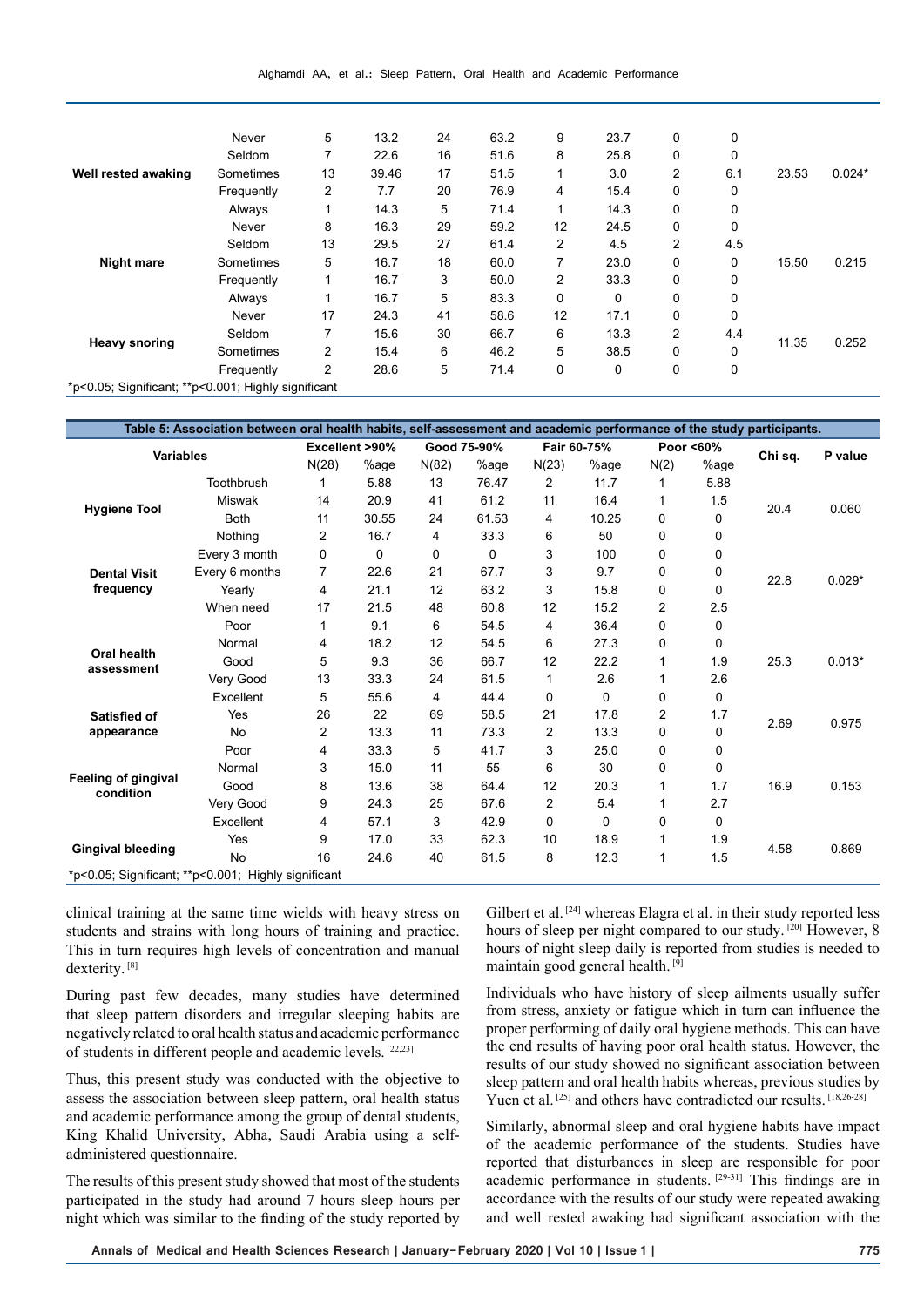| | | | | | | | | | | | |
|---|---|---|---|---|---|---|---|---|---|---|---|
| **Well rested awaking** | Never | 5 | 13.2 | 24 | 63.2 | 9 | 23.7 | 0 | 0 | 23.53 | 0.024* |
| | Seldom | 7 | 22.6 | 16 | 51.6 | 8 | 25.8 | 0 | 0 | | |
| | Sometimes | 13 | 39.46 | 17 | 51.5 | 1 | 3.0 | 2 | 6.1 | | |
| | Frequently | 2 | 7.7 | 20 | 76.9 | 4 | 15.4 | 0 | 0 | | |
| | Always | 1 | 14.3 | 5 | 71.4 | 1 | 14.3 | 0 | 0 | | |
| **Night mare** | Never | 8 | 16.3 | 29 | 59.2 | 12 | 24.5 | 0 | 0 | 15.50 | 0.215 |
| | Seldom | 13 | 29.5 | 27 | 61.4 | 2 | 4.5 | 2 | 4.5 | | |
| | Sometimes | 5 | 16.7 | 18 | 60.0 | 7 | 23.0 | 0 | 0 | | |
| | Frequently | 1 | 16.7 | 3 | 50.0 | 2 | 33.3 | 0 | 0 | | |
| | Always | 1 | 16.7 | 5 | 83.3 | 0 | 0 | 0 | 0 | | |
| **Heavy snoring** | Never | 17 | 24.3 | 41 | 58.6 | 12 | 17.1 | 0 | 0 | 11.35 | 0.252 |
| | Seldom | 7 | 15.6 | 30 | 66.7 | 6 | 13.3 | 2 | 4.4 | | |
| | Sometimes | 2 | 15.4 | 6 | 46.2 | 5 | 38.5 | 0 | 0 | | |
| | Frequently | 2 | 28.6 | 5 | 71.4 | 0 | 0 | 0 | 0 | | |

*p<0.05; Significant; **p<0.001; Highly significant

**Table 5: Association between oral health habits, self-assessment and academic performance of the study participants.**

| Variables | | Excellent >90% | | Good 75-90% | | Fair 60-75% | | Poor <60% | | Chi sq. | P value |
|---|---|---|---|---|---|---|---|---|---|---|---|
| | | N(28) | %age | N(82) | %age | N(23) | %age | N(2) | %age | | |
| **Hygiene Tool** | Toothbrush | 1 | 5.88 | 13 | 76.47 | 2 | 11.7 | 1 | 5.88 | 20.4 | 0.060 |
| | Miswak | 14 | 20.9 | 41 | 61.2 | 11 | 16.4 | 1 | 1.5 | | |
| | Both | 11 | 30.55 | 24 | 61.53 | 4 | 10.25 | 0 | 0 | | |
| | Nothing | 2 | 16.7 | 4 | 33.3 | 6 | 50 | 0 | 0 | | |
| **Dental Visit frequency** | Every 3 month | 0 | 0 | 0 | 0 | 3 | 100 | 0 | 0 | 22.8 | 0.029* |
| | Every 6 months | 7 | 22.6 | 21 | 67.7 | 3 | 9.7 | 0 | 0 | | |
| | Yearly | 4 | 21.1 | 12 | 63.2 | 3 | 15.8 | 0 | 0 | | |
| | When need | 17 | 21.5 | 48 | 60.8 | 12 | 15.2 | 2 | 2.5 | | |
| **Oral health assessment** | Poor | 1 | 9.1 | 6 | 54.5 | 4 | 36.4 | 0 | 0 | 25.3 | 0.013* |
| | Normal | 4 | 18.2 | 12 | 54.5 | 6 | 27.3 | 0 | 0 | | |
| | Good | 5 | 9.3 | 36 | 66.7 | 12 | 22.2 | 1 | 1.9 | | |
| | Very Good | 13 | 33.3 | 24 | 61.5 | 1 | 2.6 | 1 | 2.6 | | |
| | Excellent | 5 | 55.6 | 4 | 44.4 | 0 | 0 | 0 | 0 | | |
| **Satisfied of appearance** | Yes | 26 | 22 | 69 | 58.5 | 21 | 17.8 | 2 | 1.7 | 2.69 | 0.975 |
| | No | 2 | 13.3 | 11 | 73.3 | 2 | 13.3 | 0 | 0 | | |
| **Feeling of gingival condition** | Poor | 4 | 33.3 | 5 | 41.7 | 3 | 25.0 | 0 | 0 | 16.9 | 0.153 |
| | Normal | 3 | 15.0 | 11 | 55 | 6 | 30 | 0 | 0 | | |
| | Good | 8 | 13.6 | 38 | 64.4 | 12 | 20.3 | 1 | 1.7 | | |
| | Very Good | 9 | 24.3 | 25 | 67.6 | 2 | 5.4 | 1 | 2.7 | | |
| | Excellent | 4 | 57.1 | 3 | 42.9 | 0 | 0 | 0 | 0 | | |
| **Gingival bleeding** | Yes | 9 | 17.0 | 33 | 62.3 | 10 | 18.9 | 1 | 1.9 | 4.58 | 0.869 |
| | No | 16 | 24.6 | 40 | 61.5 | 8 | 12.3 | 1 | 1.5 | | |

*p<0.05; Significant; **p<0.001; Highly significant

clinical training at the same time wields with heavy stress on students and strains with long hours of training and practice. This in turn requires high levels of concentration and manual dexterity.[8]

During past few decades, many studies have determined that sleep pattern disorders and irregular sleeping habits are negatively related to oral health status and academic performance of students in different people and academic levels.[22,23]

Thus, this present study was conducted with the objective to assess the association between sleep pattern, oral health status and academic performance among the group of dental students, King Khalid University, Abha, Saudi Arabia using a self-administered questionnaire.

The results of this present study showed that most of the students participated in the study had around 7 hours sleep hours per night which was similar to the finding of the study reported by Gilbert et al.[24] whereas Elagra et al. in their study reported less hours of sleep per night compared to our study.[20] However, 8 hours of night sleep daily is reported from studies is needed to maintain good general health.[9]

Individuals who have history of sleep ailments usually suffer from stress, anxiety or fatigue which in turn can influence the proper performing of daily oral hygiene methods. This can have the end results of having poor oral health status. However, the results of our study showed no significant association between sleep pattern and oral health habits whereas, previous studies by Yuen et al.[25] and others have contradicted our results.[18,26-28]

Similarly, abnormal sleep and oral hygiene habits have impact of the academic performance of the students. Studies have reported that disturbances in sleep are responsible for poor academic performance in students.[29-31] This findings are in accordance with the results of our study were repeated awaking and well rested awaking had significant association with the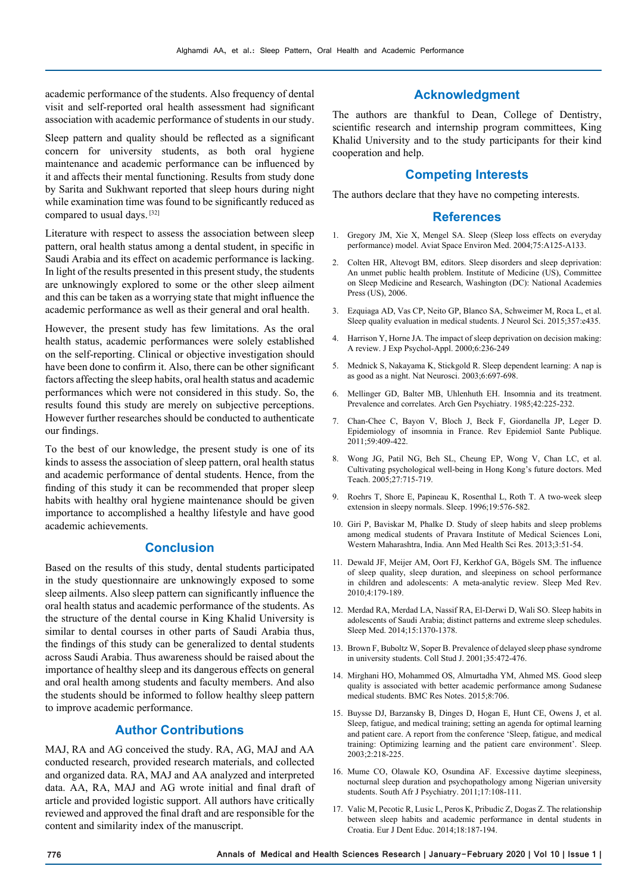academic performance of the students. Also frequency of dental visit and self-reported oral health assessment had significant association with academic performance of students in our study.

Sleep pattern and quality should be reflected as a significant concern for university students, as both oral hygiene maintenance and academic performance can be influenced by it and affects their mental functioning. Results from study done by Sarita and Sukhwant reported that sleep hours during night while examination time was found to be significantly reduced as compared to usual days. [32]

Literature with respect to assess the association between sleep pattern, oral health status among a dental student, in specific in Saudi Arabia and its effect on academic performance is lacking. In light of the results presented in this present study, the students are unknowingly explored to some or the other sleep ailment and this can be taken as a worrying state that might influence the academic performance as well as their general and oral health.

However, the present study has few limitations. As the oral health status, academic performances were solely established on the self-reporting. Clinical or objective investigation should have been done to confirm it. Also, there can be other significant factors affecting the sleep habits, oral health status and academic performances which were not considered in this study. So, the results found this study are merely on subjective perceptions. However further researches should be conducted to authenticate our findings.

To the best of our knowledge, the present study is one of its kinds to assess the association of sleep pattern, oral health status and academic performance of dental students. Hence, from the finding of this study it can be recommended that proper sleep habits with healthy oral hygiene maintenance should be given importance to accomplished a healthy lifestyle and have good academic achievements.

## Conclusion

Based on the results of this study, dental students participated in the study questionnaire are unknowingly exposed to some sleep ailments. Also sleep pattern can significantly influence the oral health status and academic performance of the students. As the structure of the dental course in King Khalid University is similar to dental courses in other parts of Saudi Arabia thus, the findings of this study can be generalized to dental students across Saudi Arabia. Thus awareness should be raised about the importance of healthy sleep and its dangerous effects on general and oral health among students and faculty members. And also the students should be informed to follow healthy sleep pattern to improve academic performance.

## Author Contributions

MAJ, RA and AG conceived the study. RA, AG, MAJ and AA conducted research, provided research materials, and collected and organized data. RA, MAJ and AA analyzed and interpreted data. AA, RA, MAJ and AG wrote initial and final draft of article and provided logistic support. All authors have critically reviewed and approved the final draft and are responsible for the content and similarity index of the manuscript.

## Acknowledgment

The authors are thankful to Dean, College of Dentistry, scientific research and internship program committees, King Khalid University and to the study participants for their kind cooperation and help.

## Competing Interests

The authors declare that they have no competing interests.

## References

1. Gregory JM, Xie X, Mengel SA. Sleep (Sleep loss effects on everyday performance) model. Aviat Space Environ Med. 2004;75:A125-A133.
2. Colten HR, Altevogt BM, editors. Sleep disorders and sleep deprivation: An unmet public health problem. Institute of Medicine (US), Committee on Sleep Medicine and Research, Washington (DC): National Academies Press (US), 2006.
3. Ezquiaga AD, Vas CP, Neito GP, Blanco SA, Schweimer M, Roca L, et al. Sleep quality evaluation in medical students. J Neurol Sci. 2015;357:e435.
4. Harrison Y, Horne JA. The impact of sleep deprivation on decision making: A review. J Exp Psychol-Appl. 2000;6:236-249
5. Mednick S, Nakayama K, Stickgold R. Sleep dependent learning: A nap is as good as a night. Nat Neurosci. 2003;6:697-698.
6. Mellinger GD, Balter MB, Uhlenhuth EH. Insomnia and its treatment. Prevalence and correlates. Arch Gen Psychiatry. 1985;42:225-232.
7. Chan-Chee C, Bayon V, Bloch J, Beck F, Giordanella JP, Leger D. Epidemiology of insomnia in France. Rev Epidemiol Sante Publique. 2011;59:409-422.
8. Wong JG, Patil NG, Beh SL, Cheung EP, Wong V, Chan LC, et al. Cultivating psychological well-being in Hong Kong's future doctors. Med Teach. 2005;27:715-719.
9. Roehrs T, Shore E, Papineau K, Rosenthal L, Roth T. A two-week sleep extension in sleepy normals. Sleep. 1996;19:576-582.
10. Giri P, Baviskar M, Phalke D. Study of sleep habits and sleep problems among medical students of Pravara Institute of Medical Sciences Loni, Western Maharashtra, India. Ann Med Health Sci Res. 2013;3:51-54.
11. Dewald JF, Meijer AM, Oort FJ, Kerkhof GA, Bögels SM. The influence of sleep quality, sleep duration, and sleepiness on school performance in children and adolescents: A meta-analytic review. Sleep Med Rev. 2010;4:179-189.
12. Merdad RA, Merdad LA, Nassif RA, El-Derwi D, Wali SO. Sleep habits in adolescents of Saudi Arabia; distinct patterns and extreme sleep schedules. Sleep Med. 2014;15:1370-1378.
13. Brown F, Buboltz W, Soper B. Prevalence of delayed sleep phase syndrome in university students. Coll Stud J. 2001;35:472-476.
14. Mirghani HO, Mohammed OS, Almurtadha YM, Ahmed MS. Good sleep quality is associated with better academic performance among Sudanese medical students. BMC Res Notes. 2015;8:706.
15. Buysse DJ, Barzansky B, Dinges D, Hogan E, Hunt CE, Owens J, et al. Sleep, fatigue, and medical training; setting an agenda for optimal learning and patient care. A report from the conference 'Sleep, fatigue, and medical training: Optimizing learning and the patient care environment'. Sleep. 2003;2:218-225.
16. Mume CO, Olawale KO, Osundina AF. Excessive daytime sleepiness, nocturnal sleep duration and psychopathology among Nigerian university students. South Afr J Psychiatry. 2011;17:108-111.
17. Valic M, Pecotic R, Lusic L, Peros K, Pribudic Z, Dogas Z. The relationship between sleep habits and academic performance in dental students in Croatia. Eur J Dent Educ. 2014;18:187-194.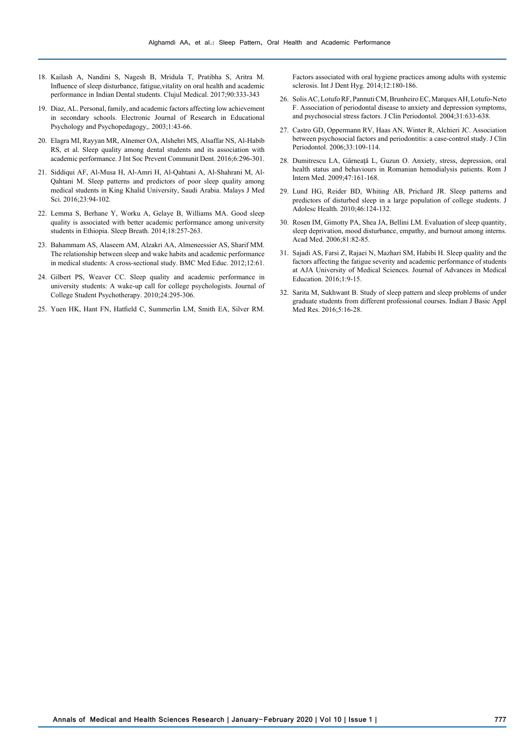18. Kailash A, Nandini S, Nagesh B, Mridula T, Pratibha S, Aritra M. Influence of sleep disturbance, fatigue,vitality on oral health and academic performance in Indian Dental students. Clujul Medical. 2017;90:333-343

19. Diaz, AL. Personal, family, and academic factors affecting low achievement in secondary schools. Electronic Journal of Research in Educational Psychology and Psychopedagogy,. 2003;1:43-66.

20. Elagra MI, Rayyan MR, Alnemer OA, Alshehri MS, Alsaffar NS, Al-Habib RS, et al. Sleep quality among dental students and its association with academic performance. J Int Soc Prevent Communit Dent. 2016;6:296-301.

21. Siddiqui AF, Al-Musa H, Al-Amri H, Al-Qahtani A, Al-Shahrani M, Al-Qahtani M. Sleep patterns and predictors of poor sleep quality among medical students in King Khalid University, Saudi Arabia. Malays J Med Sci. 2016;23:94-102.

22. Lemma S, Berhane Y, Worku A, Gelaye B, Williams MA. Good sleep quality is associated with better academic performance among university students in Ethiopia. Sleep Breath. 2014;18:257-263.

23. Bahammam AS, Alaseem AM, Alzakri AA, Almeneessier AS, Sharif MM. The relationship between sleep and wake habits and academic performance in medical students: A cross-sectional study. BMC Med Educ. 2012;12:61.

24. Gilbert PS, Weaver CC. Sleep quality and academic performance in university students: A wake-up call for college psychologists. Journal of College Student Psychotherapy. 2010;24:295-306.

25. Yuen HK, Hant FN, Hatfield C, Summerlin LM, Smith EA, Silver RM. Factors associated with oral hygiene practices among adults with systemic sclerosis. Int J Dent Hyg. 2014;12:180-186.

26. Solis AC, Lotufo RF, Pannuti CM, Brunheiro EC, Marques AH, Lotufo-Neto F. Association of periodontal disease to anxiety and depression symptoms, and psychosocial stress factors. J Clin Periodontol. 2004;31:633-638.

27. Castro GD, Oppermann RV, Haas AN, Winter R, Alchieri JC. Association between psychosocial factors and periodontitis: a case-control study. J Clin Periodontol. 2006;33:109-114.

28. Dumitrescu LA, Gârneață L, Guzun O. Anxiety, stress, depression, oral health status and behaviours in Romanian hemodialysis patients. Rom J Intern Med. 2009;47:161-168.

29. Lund HG, Reider BD, Whiting AB, Prichard JR. Sleep patterns and predictors of disturbed sleep in a large population of college students. J Adolesc Health. 2010;46:124-132.

30. Rosen IM, Gimotty PA, Shea JA, Bellini LM. Evaluation of sleep quantity, sleep deprivation, mood disturbance, empathy, and burnout among interns. Acad Med. 2006;81:82-85.

31. Sajadi AS, Farsi Z, Rajaei N, Mazhari SM, Habibi H. Sleep quality and the factors affecting the fatigue severity and academic performance of students at AJA University of Medical Sciences. Journal of Advances in Medical Education. 2016;1:9-15.

32. Sarita M, Sukhwant B. Study of sleep pattern and sleep problems of under graduate students from different professional courses. Indian J Basic Appl Med Res. 2016;5:16-28.